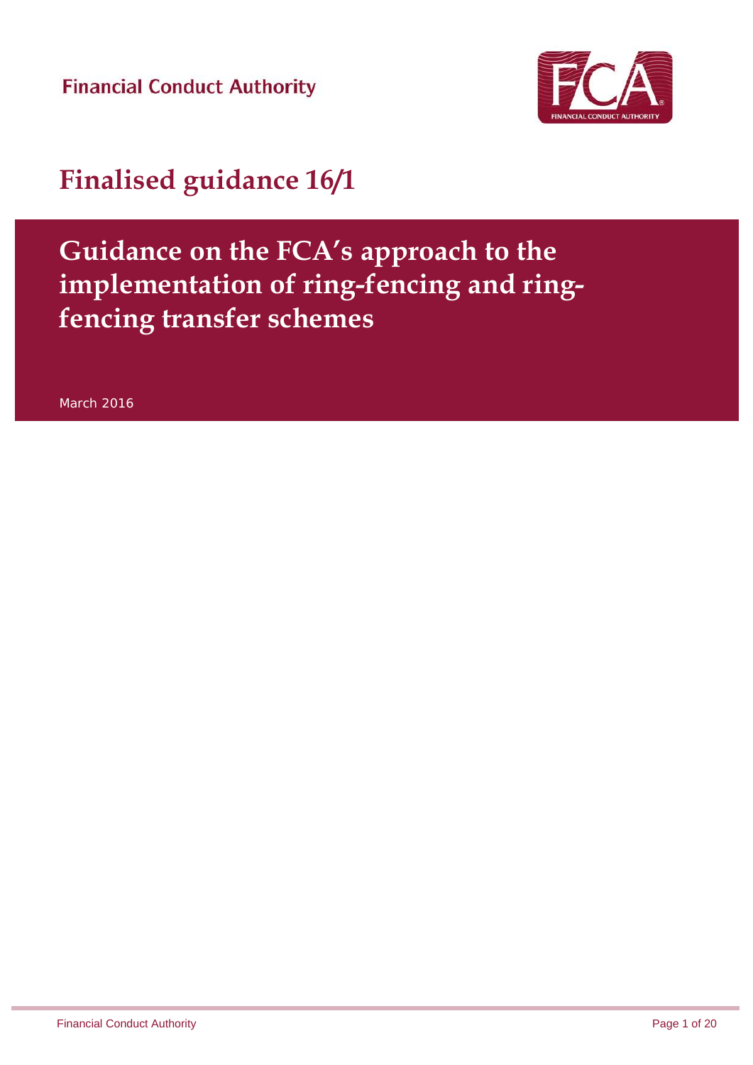Financial Conduct Authority

# Finalised guidance 16/1

## Guidance on the FCA's approach to the implementation of ring-fencing and ring-fencing transfer schemes

March 2016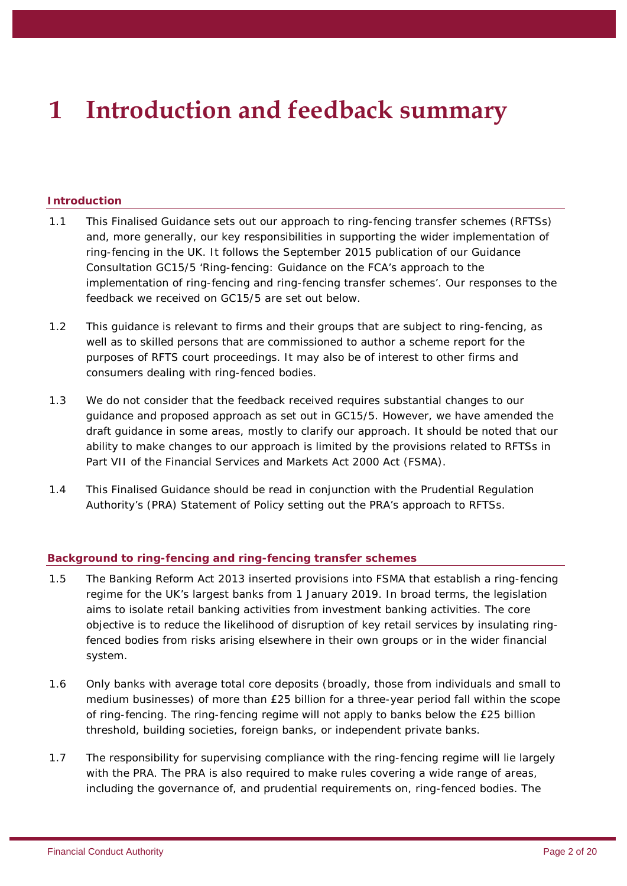# 1 Introduction and feedback summary

## Introduction

1.1 This Finalised Guidance sets out our approach to ring-fencing transfer schemes (RFTSs) and, more generally, our key responsibilities in supporting the wider implementation of ring-fencing in the UK. It follows the September 2015 publication of our Guidance Consultation GC15/5 'Ring-fencing: Guidance on the FCA's approach to the implementation of ring-fencing and ring-fencing transfer schemes'. Our responses to the feedback we received on GC15/5 are set out below.

1.2 This guidance is relevant to firms and their groups that are subject to ring-fencing, as well as to skilled persons that are commissioned to author a scheme report for the purposes of RFTS court proceedings. It may also be of interest to other firms and consumers dealing with ring-fenced bodies.

1.3 We do not consider that the feedback received requires substantial changes to our guidance and proposed approach as set out in GC15/5. However, we have amended the draft guidance in some areas, mostly to clarify our approach. It should be noted that our ability to make changes to our approach is limited by the provisions related to RFTSs in Part VII of the Financial Services and Markets Act 2000 Act (FSMA).

1.4 This Finalised Guidance should be read in conjunction with the Prudential Regulation Authority's (PRA) Statement of Policy setting out the PRA's approach to RFTSs.

## Background to ring-fencing and ring-fencing transfer schemes

1.5 The Banking Reform Act 2013 inserted provisions into FSMA that establish a ring-fencing regime for the UK's largest banks from 1 January 2019. In broad terms, the legislation aims to isolate retail banking activities from investment banking activities. The core objective is to reduce the likelihood of disruption of key retail services by insulating ring-fenced bodies from risks arising elsewhere in their own groups or in the wider financial system.

1.6 Only banks with average total core deposits (broadly, those from individuals and small to medium businesses) of more than £25 billion for a three-year period fall within the scope of ring-fencing. The ring-fencing regime will not apply to banks below the £25 billion threshold, building societies, foreign banks, or independent private banks.

1.7 The responsibility for supervising compliance with the ring-fencing regime will lie largely with the PRA. The PRA is also required to make rules covering a wide range of areas, including the governance of, and prudential requirements on, ring-fenced bodies. The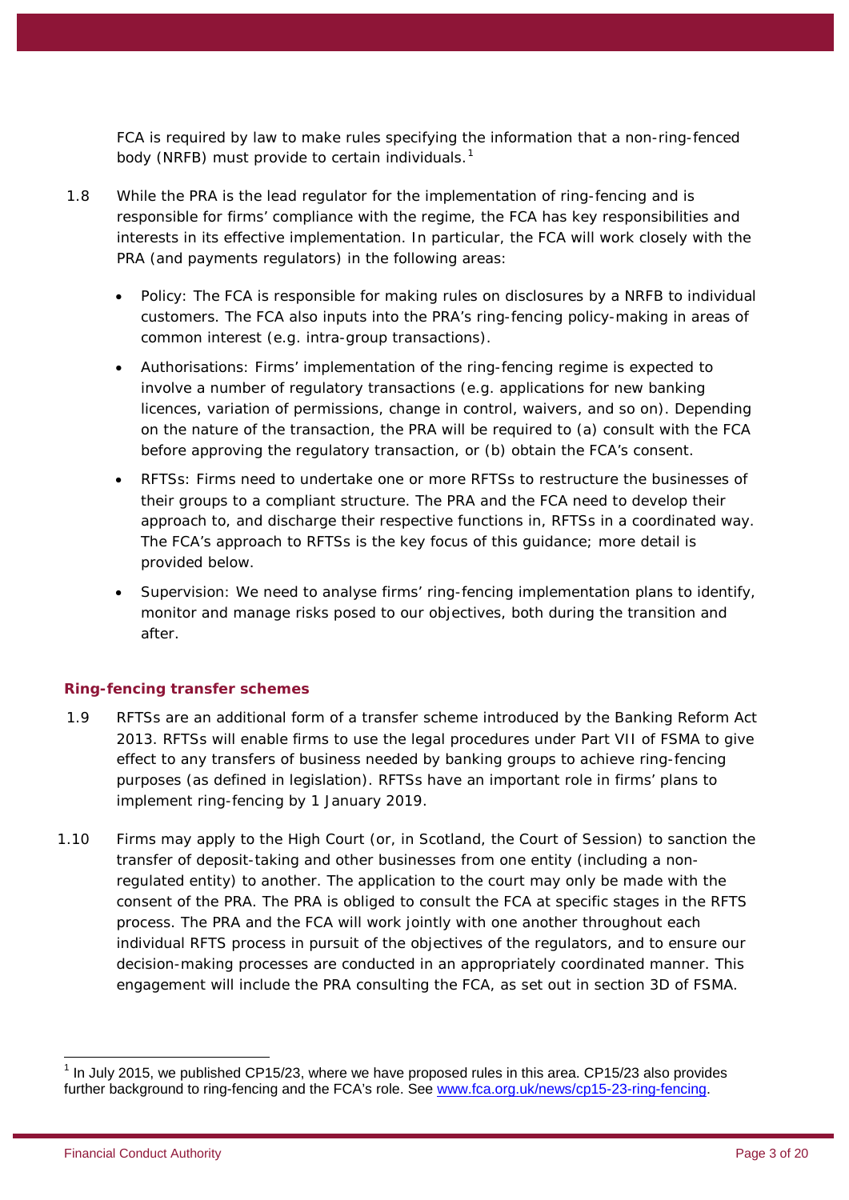FCA is required by law to make rules specifying the information that a non-ring-fenced body (NRFB) must provide to certain individuals.[1]

1.8 While the PRA is the lead regulator for the implementation of ring-fencing and is responsible for firms' compliance with the regime, the FCA has key responsibilities and interests in its effective implementation. In particular, the FCA will work closely with the PRA (and payments regulators) in the following areas:

- Policy: The FCA is responsible for making rules on disclosures by a NRFB to individual customers. The FCA also inputs into the PRA's ring-fencing policy-making in areas of common interest (e.g. intra-group transactions).
- Authorisations: Firms' implementation of the ring-fencing regime is expected to involve a number of regulatory transactions (e.g. applications for new banking licences, variation of permissions, change in control, waivers, and so on). Depending on the nature of the transaction, the PRA will be required to (a) consult with the FCA before approving the regulatory transaction, or (b) obtain the FCA's consent.
- RFTSs: Firms need to undertake one or more RFTSs to restructure the businesses of their groups to a compliant structure. The PRA and the FCA need to develop their approach to, and discharge their respective functions in, RFTSs in a coordinated way. The FCA's approach to RFTSs is the key focus of this guidance; more detail is provided below.
- Supervision: We need to analyse firms' ring-fencing implementation plans to identify, monitor and manage risks posed to our objectives, both during the transition and after.

### Ring-fencing transfer schemes

1.9 RFTSs are an additional form of a transfer scheme introduced by the Banking Reform Act 2013. RFTSs will enable firms to use the legal procedures under Part VII of FSMA to give effect to any transfers of business needed by banking groups to achieve ring-fencing purposes (as defined in legislation). RFTSs have an important role in firms' plans to implement ring-fencing by 1 January 2019.

1.10 Firms may apply to the High Court (or, in Scotland, the Court of Session) to sanction the transfer of deposit-taking and other businesses from one entity (including a non-regulated entity) to another. The application to the court may only be made with the consent of the PRA. The PRA is obliged to consult the FCA at specific stages in the RFTS process. The PRA and the FCA will work jointly with one another throughout each individual RFTS process in pursuit of the objectives of the regulators, and to ensure our decision-making processes are conducted in an appropriately coordinated manner. This engagement will include the PRA consulting the FCA, as set out in section 3D of FSMA.

---

[1] In July 2015, we published CP15/23, where we have proposed rules in this area. CP15/23 also provides further background to ring-fencing and the FCA's role. See www.fca.org.uk/news/cp15-23-ring-fencing.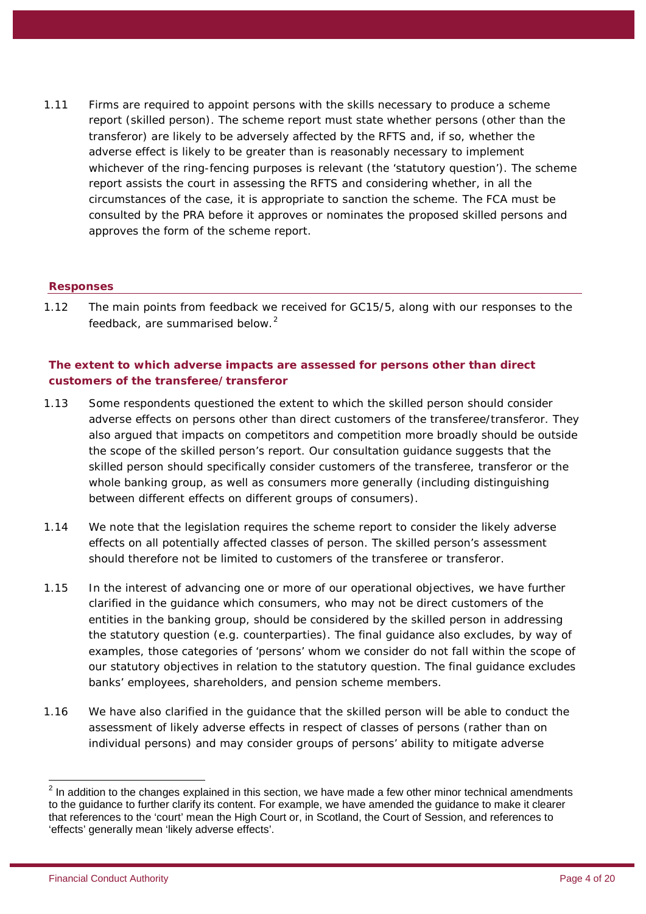1.11 Firms are required to appoint persons with the skills necessary to produce a scheme report (skilled person). The scheme report must state whether persons (other than the transferor) are likely to be adversely affected by the RFTS and, if so, whether the adverse effect is likely to be greater than is reasonably necessary to implement whichever of the ring-fencing purposes is relevant (the 'statutory question'). The scheme report assists the court in assessing the RFTS and considering whether, in all the circumstances of the case, it is appropriate to sanction the scheme. The FCA must be consulted by the PRA before it approves or nominates the proposed skilled persons and approves the form of the scheme report.

## Responses

1.12 The main points from feedback we received for GC15/5, along with our responses to the feedback, are summarised below.[2]

### The extent to which adverse impacts are assessed for persons other than direct customers of the transferee/transferor

1.13 Some respondents questioned the extent to which the skilled person should consider adverse effects on persons other than direct customers of the transferee/transferor. They also argued that impacts on competitors and competition more broadly should be outside the scope of the skilled person's report. Our consultation guidance suggests that the skilled person should specifically consider customers of the transferee, transferor or the whole banking group, as well as consumers more generally (including distinguishing between different effects on different groups of consumers).

1.14 We note that the legislation requires the scheme report to consider the likely adverse effects on all potentially affected classes of person. The skilled person's assessment should therefore not be limited to customers of the transferee or transferor.

1.15 In the interest of advancing one or more of our operational objectives, we have further clarified in the guidance which consumers, who may not be direct customers of the entities in the banking group, should be considered by the skilled person in addressing the statutory question (e.g. counterparties). The final guidance also excludes, by way of examples, those categories of 'persons' whom we consider do not fall within the scope of our statutory objectives in relation to the statutory question. The final guidance excludes banks' employees, shareholders, and pension scheme members.

1.16 We have also clarified in the guidance that the skilled person will be able to conduct the assessment of likely adverse effects in respect of classes of persons (rather than on individual persons) and may consider groups of persons' ability to mitigate adverse

---

[2] In addition to the changes explained in this section, we have made a few other minor technical amendments to the guidance to further clarify its content. For example, we have amended the guidance to make it clearer that references to the 'court' mean the High Court or, in Scotland, the Court of Session, and references to 'effects' generally mean 'likely adverse effects'.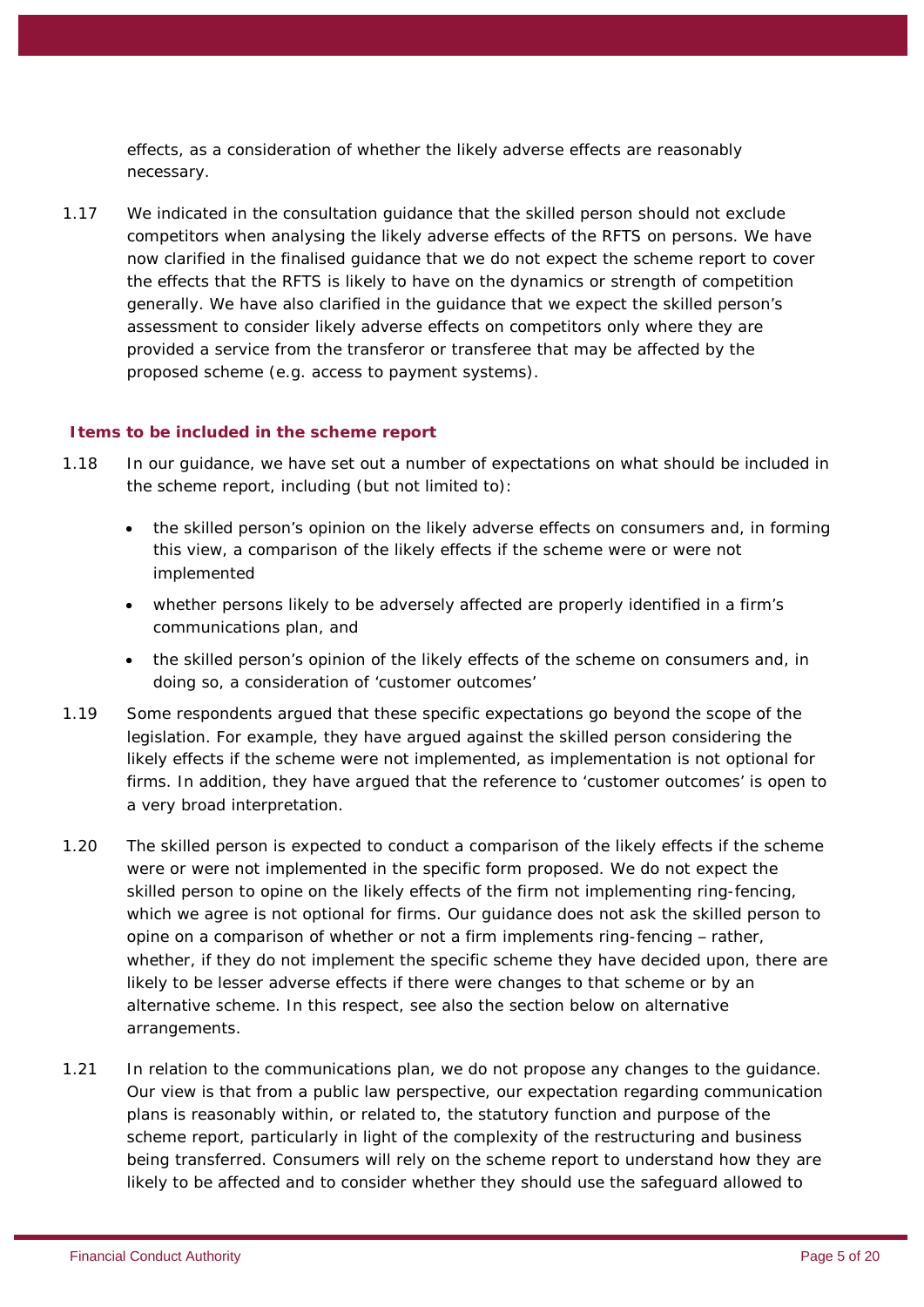effects, as a consideration of whether the likely adverse effects are reasonably necessary.

1.17 We indicated in the consultation guidance that the skilled person should not exclude competitors when analysing the likely adverse effects of the RFTS on persons. We have now clarified in the finalised guidance that we do not expect the scheme report to cover the effects that the RFTS is likely to have on the dynamics or strength of competition generally. We have also clarified in the guidance that we expect the skilled person's assessment to consider likely adverse effects on competitors only where they are provided a service from the transferor or transferee that may be affected by the proposed scheme (e.g. access to payment systems).

### Items to be included in the scheme report

1.18 In our guidance, we have set out a number of expectations on what should be included in the scheme report, including (but not limited to):

- the skilled person's opinion on the likely adverse effects on consumers and, in forming this view, a comparison of the likely effects if the scheme were or were not implemented
- whether persons likely to be adversely affected are properly identified in a firm's communications plan, and
- the skilled person's opinion of the likely effects of the scheme on consumers and, in doing so, a consideration of 'customer outcomes'

1.19 Some respondents argued that these specific expectations go beyond the scope of the legislation. For example, they have argued against the skilled person considering the likely effects if the scheme were not implemented, as implementation is not optional for firms. In addition, they have argued that the reference to 'customer outcomes' is open to a very broad interpretation.

1.20 The skilled person is expected to conduct a comparison of the likely effects if the scheme were or were not implemented in the specific form proposed. We do not expect the skilled person to opine on the likely effects of the firm not implementing ring-fencing, which we agree is not optional for firms. Our guidance does not ask the skilled person to opine on a comparison of whether or not a firm implements ring-fencing – rather, whether, if they do not implement the specific scheme they have decided upon, there are likely to be lesser adverse effects if there were changes to that scheme or by an alternative scheme. In this respect, see also the section below on alternative arrangements.

1.21 In relation to the communications plan, we do not propose any changes to the guidance. Our view is that from a public law perspective, our expectation regarding communication plans is reasonably within, or related to, the statutory function and purpose of the scheme report, particularly in light of the complexity of the restructuring and business being transferred. Consumers will rely on the scheme report to understand how they are likely to be affected and to consider whether they should use the safeguard allowed to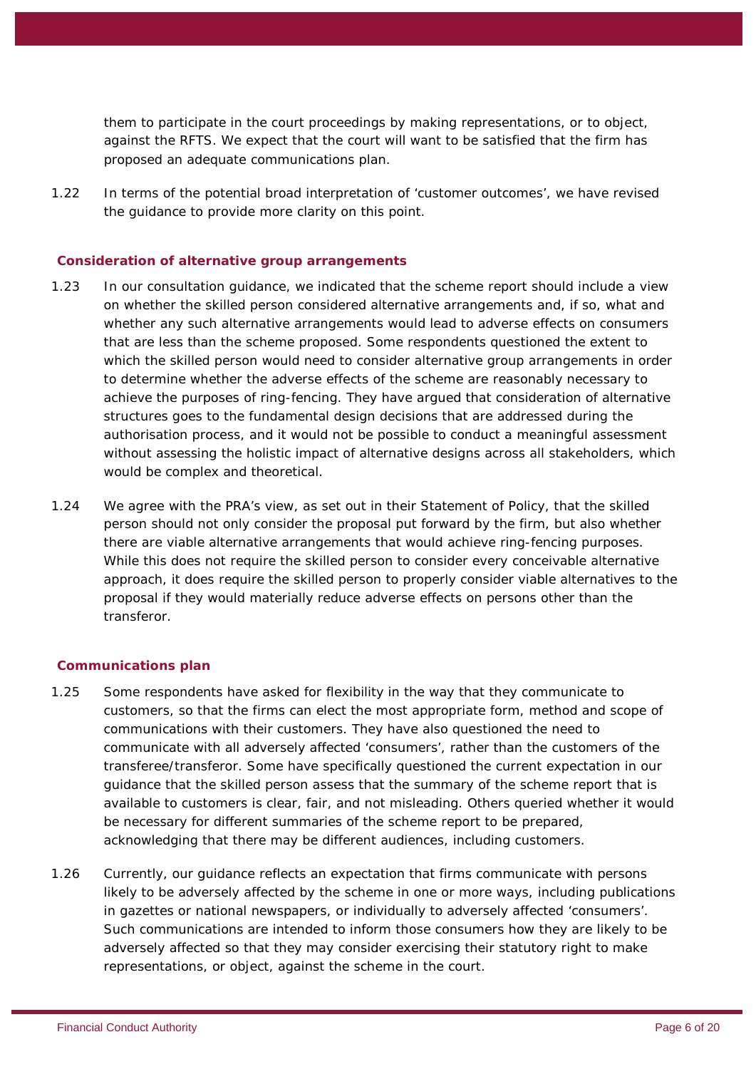them to participate in the court proceedings by making representations, or to object, against the RFTS. We expect that the court will want to be satisfied that the firm has proposed an adequate communications plan.

1.22 In terms of the potential broad interpretation of 'customer outcomes', we have revised the guidance to provide more clarity on this point.

### Consideration of alternative group arrangements

1.23 In our consultation guidance, we indicated that the scheme report should include a view on whether the skilled person considered alternative arrangements and, if so, what and whether any such alternative arrangements would lead to adverse effects on consumers that are less than the scheme proposed. Some respondents questioned the extent to which the skilled person would need to consider alternative group arrangements in order to determine whether the adverse effects of the scheme are reasonably necessary to achieve the purposes of ring-fencing. They have argued that consideration of alternative structures goes to the fundamental design decisions that are addressed during the authorisation process, and it would not be possible to conduct a meaningful assessment without assessing the holistic impact of alternative designs across all stakeholders, which would be complex and theoretical.

1.24 We agree with the PRA's view, as set out in their Statement of Policy, that the skilled person should not only consider the proposal put forward by the firm, but also whether there are viable alternative arrangements that would achieve ring-fencing purposes. While this does not require the skilled person to consider every conceivable alternative approach, it does require the skilled person to properly consider viable alternatives to the proposal if they would materially reduce adverse effects on persons other than the transferor.

### Communications plan

1.25 Some respondents have asked for flexibility in the way that they communicate to customers, so that the firms can elect the most appropriate form, method and scope of communications with their customers. They have also questioned the need to communicate with all adversely affected 'consumers', rather than the customers of the transferee/transferor. Some have specifically questioned the current expectation in our guidance that the skilled person assess that the summary of the scheme report that is available to customers is clear, fair, and not misleading. Others queried whether it would be necessary for different summaries of the scheme report to be prepared, acknowledging that there may be different audiences, including customers.

1.26 Currently, our guidance reflects an expectation that firms communicate with persons likely to be adversely affected by the scheme in one or more ways, including publications in gazettes or national newspapers, or individually to adversely affected 'consumers'. Such communications are intended to inform those consumers how they are likely to be adversely affected so that they may consider exercising their statutory right to make representations, or object, against the scheme in the court.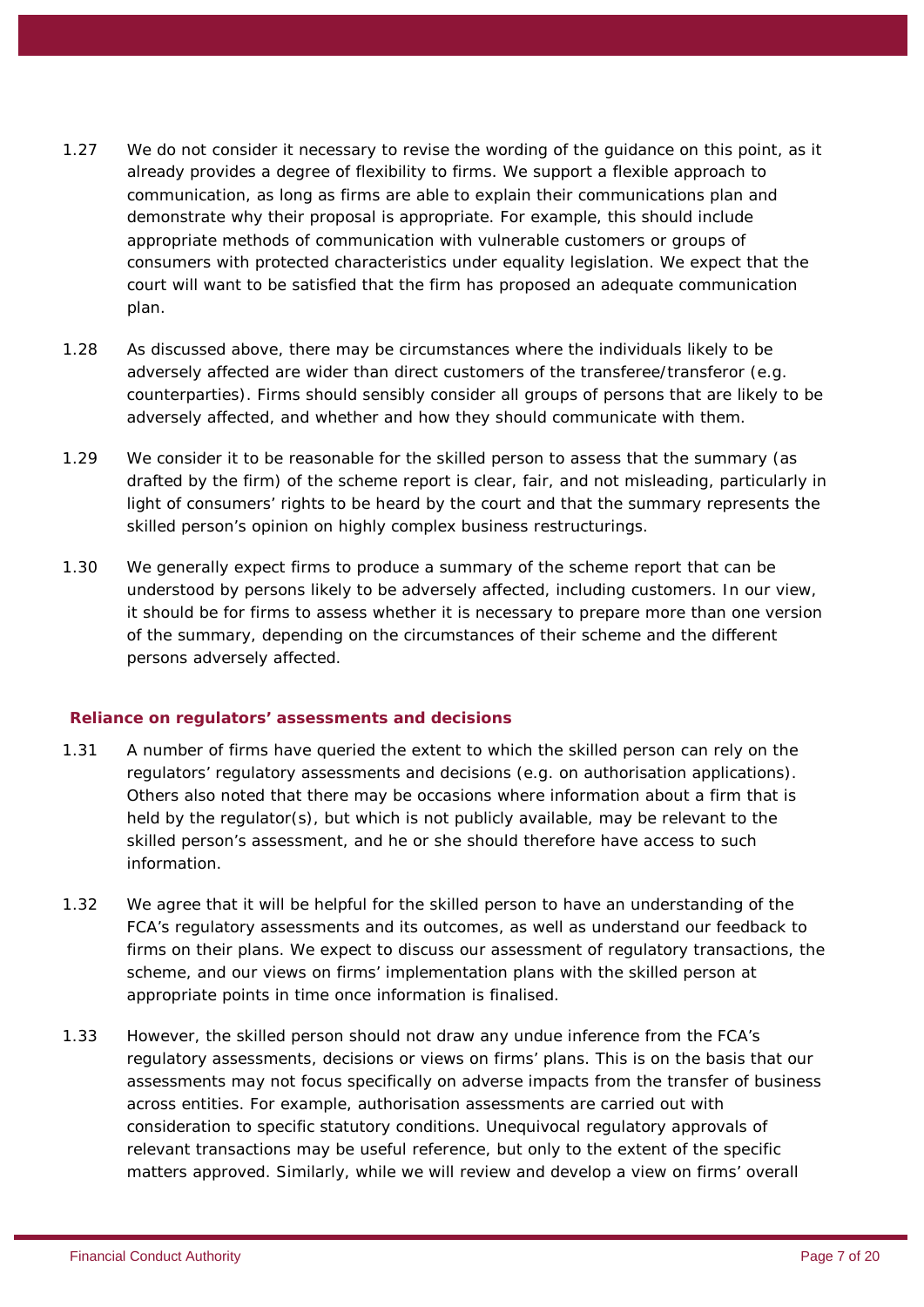1.27 We do not consider it necessary to revise the wording of the guidance on this point, as it already provides a degree of flexibility to firms. We support a flexible approach to communication, as long as firms are able to explain their communications plan and demonstrate why their proposal is appropriate. For example, this should include appropriate methods of communication with vulnerable customers or groups of consumers with protected characteristics under equality legislation. We expect that the court will want to be satisfied that the firm has proposed an adequate communication plan.

1.28 As discussed above, there may be circumstances where the individuals likely to be adversely affected are wider than direct customers of the transferee/transferor (e.g. counterparties). Firms should sensibly consider all groups of persons that are likely to be adversely affected, and whether and how they should communicate with them.

1.29 We consider it to be reasonable for the skilled person to assess that the summary (as drafted by the firm) of the scheme report is clear, fair, and not misleading, particularly in light of consumers' rights to be heard by the court and that the summary represents the skilled person's opinion on highly complex business restructurings.

1.30 We generally expect firms to produce a summary of the scheme report that can be understood by persons likely to be adversely affected, including customers. In our view, it should be for firms to assess whether it is necessary to prepare more than one version of the summary, depending on the circumstances of their scheme and the different persons adversely affected.

### Reliance on regulators' assessments and decisions

1.31 A number of firms have queried the extent to which the skilled person can rely on the regulators' regulatory assessments and decisions (e.g. on authorisation applications). Others also noted that there may be occasions where information about a firm that is held by the regulator(s), but which is not publicly available, may be relevant to the skilled person's assessment, and he or she should therefore have access to such information.

1.32 We agree that it will be helpful for the skilled person to have an understanding of the FCA's regulatory assessments and its outcomes, as well as understand our feedback to firms on their plans. We expect to discuss our assessment of regulatory transactions, the scheme, and our views on firms' implementation plans with the skilled person at appropriate points in time once information is finalised.

1.33 However, the skilled person should not draw any undue inference from the FCA's regulatory assessments, decisions or views on firms' plans. This is on the basis that our assessments may not focus specifically on adverse impacts from the transfer of business across entities. For example, authorisation assessments are carried out with consideration to specific statutory conditions. Unequivocal regulatory approvals of relevant transactions may be useful reference, but only to the extent of the specific matters approved. Similarly, while we will review and develop a view on firms' overall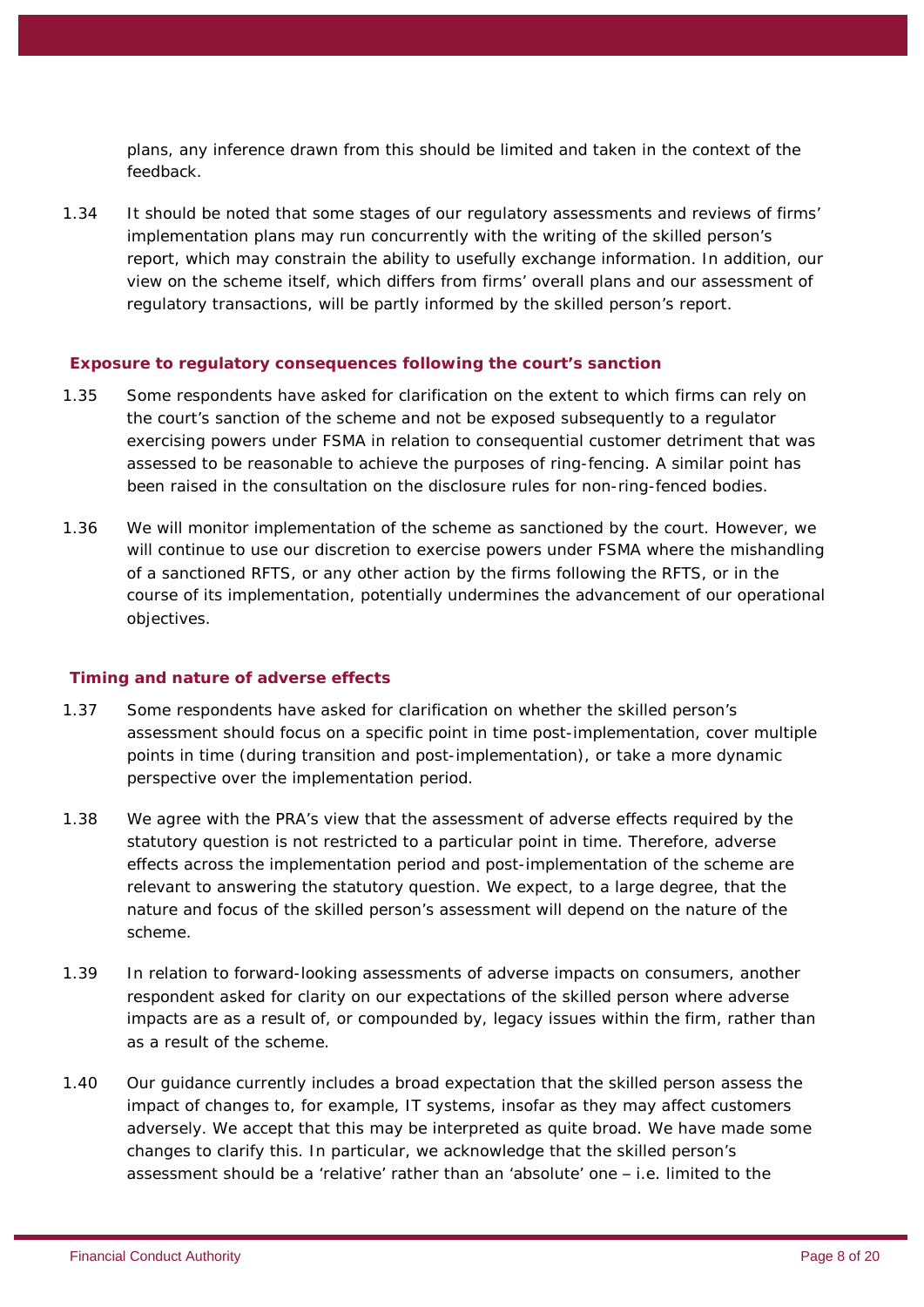plans, any inference drawn from this should be limited and taken in the context of the feedback.

1.34 It should be noted that some stages of our regulatory assessments and reviews of firms' implementation plans may run concurrently with the writing of the skilled person's report, which may constrain the ability to usefully exchange information. In addition, our view on the scheme itself, which differs from firms' overall plans and our assessment of regulatory transactions, will be partly informed by the skilled person's report.

### Exposure to regulatory consequences following the court's sanction

1.35 Some respondents have asked for clarification on the extent to which firms can rely on the court's sanction of the scheme and not be exposed subsequently to a regulator exercising powers under FSMA in relation to consequential customer detriment that was assessed to be reasonable to achieve the purposes of ring-fencing. A similar point has been raised in the consultation on the disclosure rules for non-ring-fenced bodies.

1.36 We will monitor implementation of the scheme as sanctioned by the court. However, we will continue to use our discretion to exercise powers under FSMA where the mishandling of a sanctioned RFTS, or any other action by the firms following the RFTS, or in the course of its implementation, potentially undermines the advancement of our operational objectives.

### Timing and nature of adverse effects

1.37 Some respondents have asked for clarification on whether the skilled person's assessment should focus on a specific point in time post-implementation, cover multiple points in time (during transition and post-implementation), or take a more dynamic perspective over the implementation period.

1.38 We agree with the PRA's view that the assessment of adverse effects required by the statutory question is not restricted to a particular point in time. Therefore, adverse effects across the implementation period and post-implementation of the scheme are relevant to answering the statutory question. We expect, to a large degree, that the nature and focus of the skilled person's assessment will depend on the nature of the scheme.

1.39 In relation to forward-looking assessments of adverse impacts on consumers, another respondent asked for clarity on our expectations of the skilled person where adverse impacts are as a result of, or compounded by, legacy issues within the firm, rather than as a result of the scheme.

1.40 Our guidance currently includes a broad expectation that the skilled person assess the impact of changes to, for example, IT systems, insofar as they may affect customers adversely. We accept that this may be interpreted as quite broad. We have made some changes to clarify this. In particular, we acknowledge that the skilled person's assessment should be a 'relative' rather than an 'absolute' one – i.e. limited to the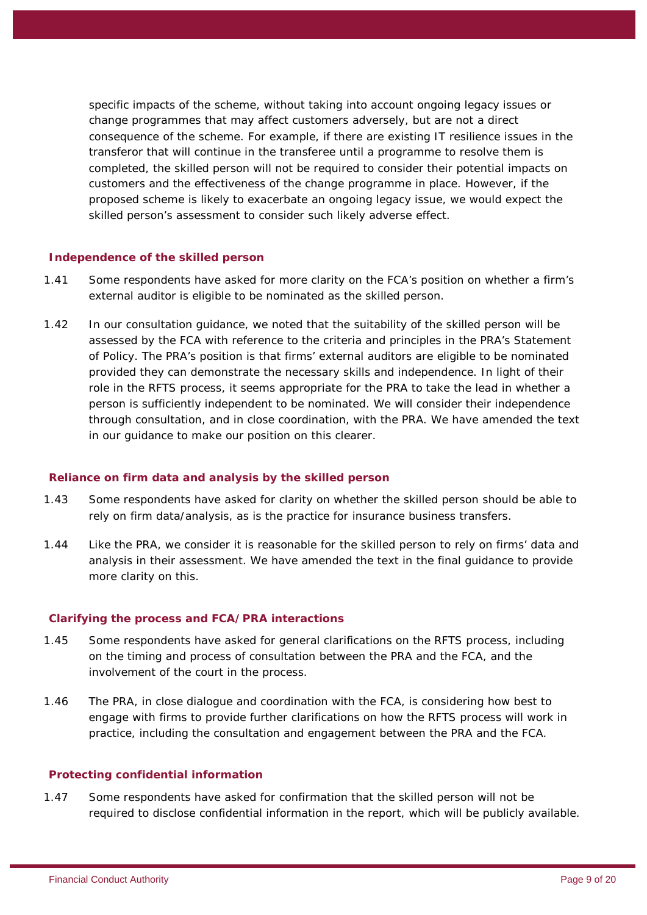specific impacts of the scheme, without taking into account ongoing legacy issues or change programmes that may affect customers adversely, but are not a direct consequence of the scheme. For example, if there are existing IT resilience issues in the transferor that will continue in the transferee until a programme to resolve them is completed, the skilled person will not be required to consider their potential impacts on customers and the effectiveness of the change programme in place. However, if the proposed scheme is likely to exacerbate an ongoing legacy issue, we would expect the skilled person's assessment to consider such likely adverse effect.

### Independence of the skilled person

1.41 Some respondents have asked for more clarity on the FCA's position on whether a firm's external auditor is eligible to be nominated as the skilled person.

1.42 In our consultation guidance, we noted that the suitability of the skilled person will be assessed by the FCA with reference to the criteria and principles in the PRA's Statement of Policy. The PRA's position is that firms' external auditors are eligible to be nominated provided they can demonstrate the necessary skills and independence. In light of their role in the RFTS process, it seems appropriate for the PRA to take the lead in whether a person is sufficiently independent to be nominated. We will consider their independence through consultation, and in close coordination, with the PRA. We have amended the text in our guidance to make our position on this clearer.

### Reliance on firm data and analysis by the skilled person

1.43 Some respondents have asked for clarity on whether the skilled person should be able to rely on firm data/analysis, as is the practice for insurance business transfers.

1.44 Like the PRA, we consider it is reasonable for the skilled person to rely on firms' data and analysis in their assessment. We have amended the text in the final guidance to provide more clarity on this.

### Clarifying the process and FCA/PRA interactions

1.45 Some respondents have asked for general clarifications on the RFTS process, including on the timing and process of consultation between the PRA and the FCA, and the involvement of the court in the process.

1.46 The PRA, in close dialogue and coordination with the FCA, is considering how best to engage with firms to provide further clarifications on how the RFTS process will work in practice, including the consultation and engagement between the PRA and the FCA.

### Protecting confidential information

1.47 Some respondents have asked for confirmation that the skilled person will not be required to disclose confidential information in the report, which will be publicly available.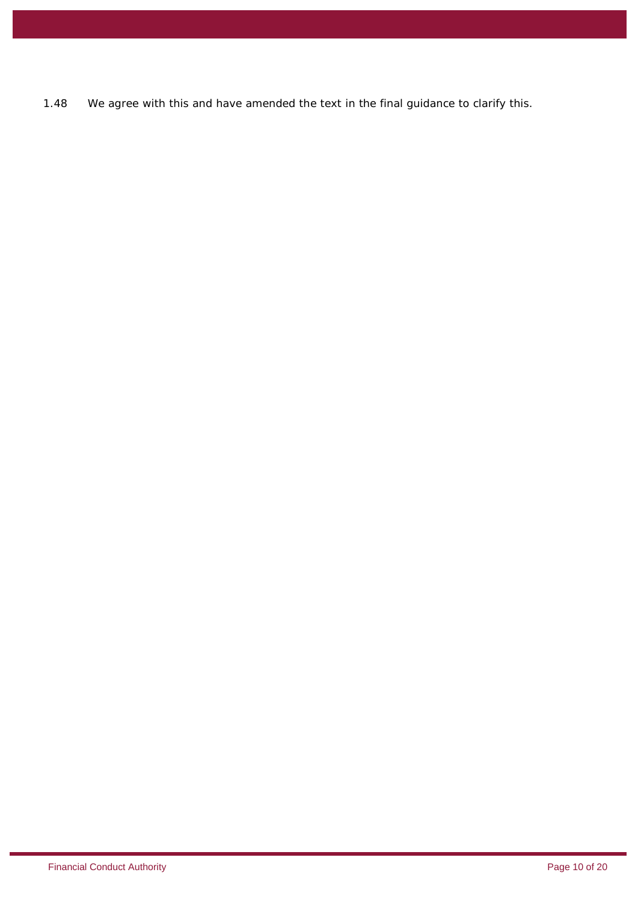1.48 We agree with this and have amended the text in the final guidance to clarify this.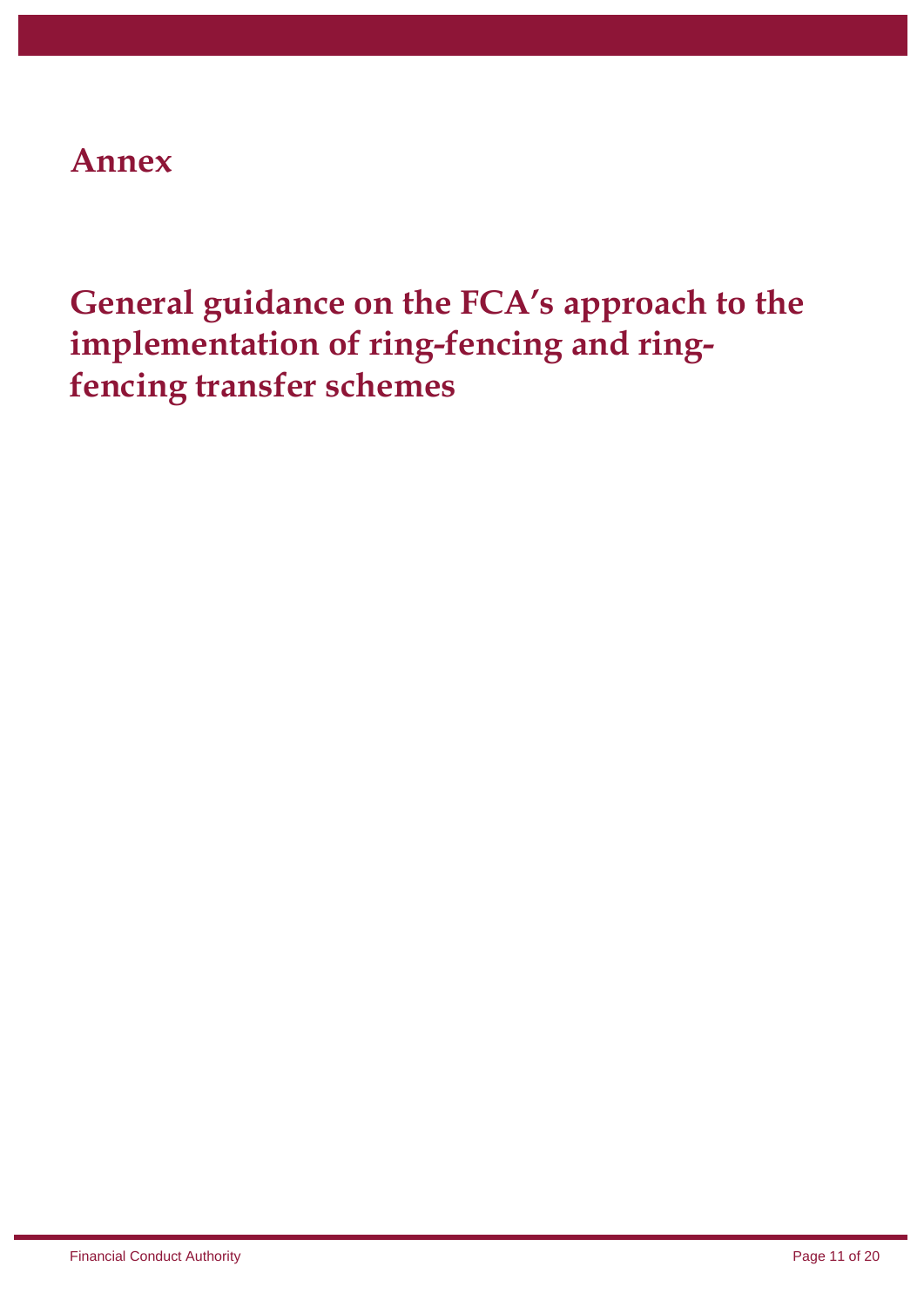# Annex

## General guidance on the FCA's approach to the implementation of ring-fencing and ring-fencing transfer schemes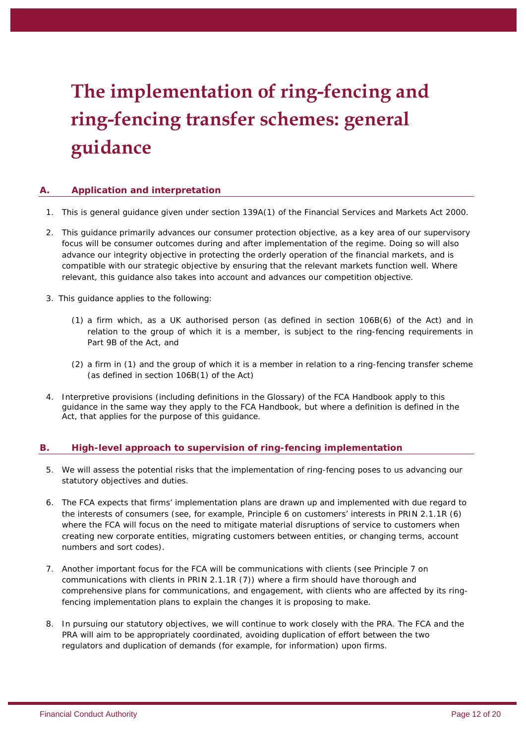# The implementation of ring-fencing and ring-fencing transfer schemes: general guidance

## A. Application and interpretation

1. This is general guidance given under section 139A(1) of the Financial Services and Markets Act 2000.

2. This guidance primarily advances our consumer protection objective, as a key area of our supervisory focus will be consumer outcomes during and after implementation of the regime. Doing so will also advance our integrity objective in protecting the orderly operation of the financial markets, and is compatible with our strategic objective by ensuring that the relevant markets function well. Where relevant, this guidance also takes into account and advances our competition objective.

3. This guidance applies to the following:

   (1) a firm which, as a UK authorised person (as defined in section 106B(6) of the Act) and in relation to the group of which it is a member, is subject to the ring-fencing requirements in Part 9B of the Act, and

   (2) a firm in (1) and the group of which it is a member in relation to a ring-fencing transfer scheme (as defined in section 106B(1) of the Act)

4. Interpretive provisions (including definitions in the Glossary) of the FCA Handbook apply to this guidance in the same way they apply to the FCA Handbook, but where a definition is defined in the Act, that applies for the purpose of this guidance.

## B. High-level approach to supervision of ring-fencing implementation

5. We will assess the potential risks that the implementation of ring-fencing poses to us advancing our statutory objectives and duties.

6. The FCA expects that firms' implementation plans are drawn up and implemented with due regard to the interests of consumers (see, for example, Principle 6 on customers' interests in PRIN 2.1.1R (6) where the FCA will focus on the need to mitigate material disruptions of service to customers when creating new corporate entities, migrating customers between entities, or changing terms, account numbers and sort codes).

7. Another important focus for the FCA will be communications with clients (see Principle 7 on communications with clients in PRIN 2.1.1R (7)) where a firm should have thorough and comprehensive plans for communications, and engagement, with clients who are affected by its ring-fencing implementation plans to explain the changes it is proposing to make.

8. In pursuing our statutory objectives, we will continue to work closely with the PRA. The FCA and the PRA will aim to be appropriately coordinated, avoiding duplication of effort between the two regulators and duplication of demands (for example, for information) upon firms.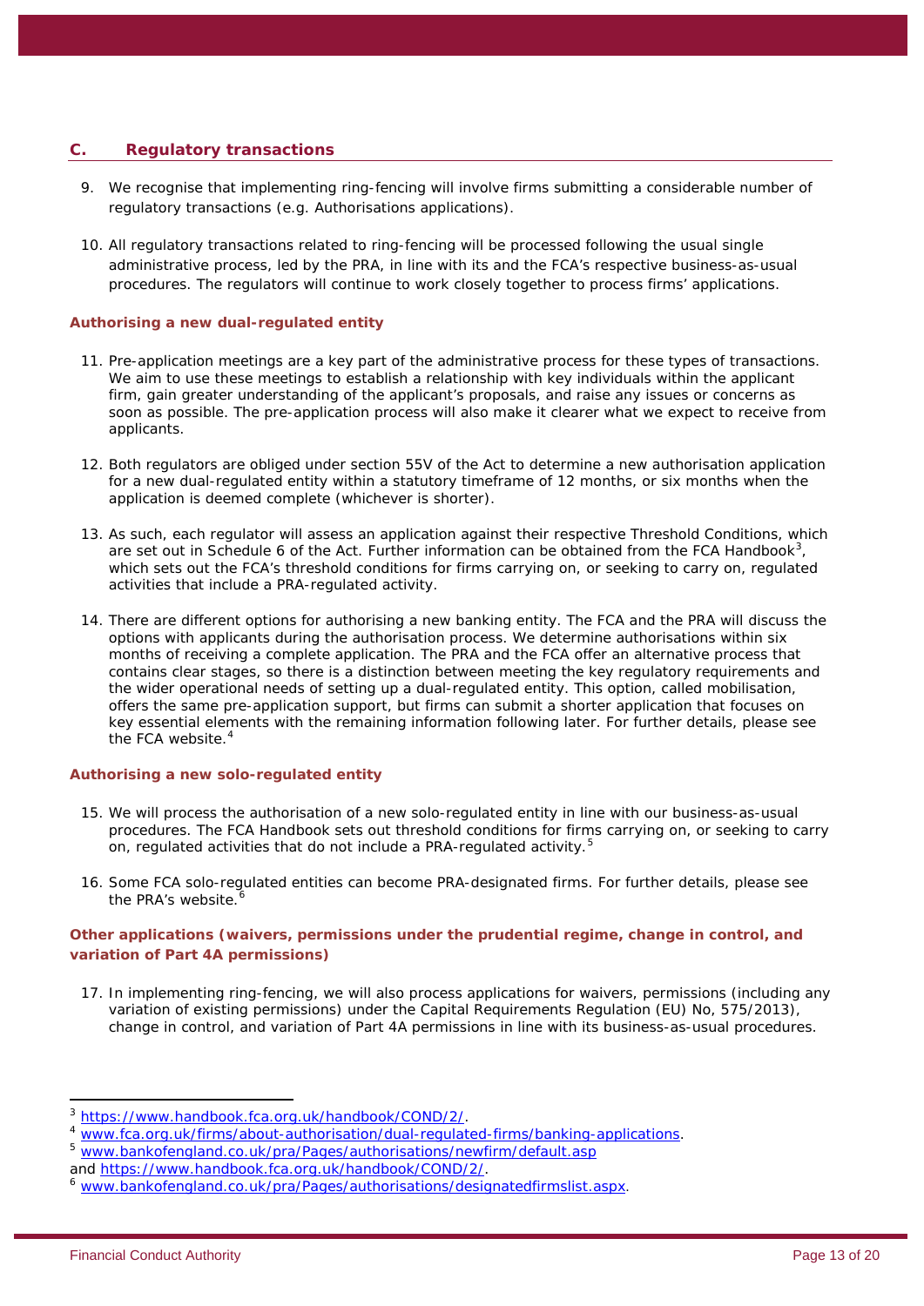## C. Regulatory transactions

9. We recognise that implementing ring-fencing will involve firms submitting a considerable number of regulatory transactions (e.g. Authorisations applications).

10. All regulatory transactions related to ring-fencing will be processed following the usual single administrative process, led by the PRA, in line with its and the FCA's respective business-as-usual procedures. The regulators will continue to work closely together to process firms' applications.

### Authorising a new dual-regulated entity

11. Pre-application meetings are a key part of the administrative process for these types of transactions. We aim to use these meetings to establish a relationship with key individuals within the applicant firm, gain greater understanding of the applicant's proposals, and raise any issues or concerns as soon as possible. The pre-application process will also make it clearer what we expect to receive from applicants.

12. Both regulators are obliged under section 55V of the Act to determine a new authorisation application for a new dual-regulated entity within a statutory timeframe of 12 months, or six months when the application is deemed complete (whichever is shorter).

13. As such, each regulator will assess an application against their respective Threshold Conditions, which are set out in Schedule 6 of the Act. Further information can be obtained from the FCA Handbook[3], which sets out the FCA's threshold conditions for firms carrying on, or seeking to carry on, regulated activities that include a PRA-regulated activity.

14. There are different options for authorising a new banking entity. The FCA and the PRA will discuss the options with applicants during the authorisation process. We determine authorisations within six months of receiving a complete application. The PRA and the FCA offer an alternative process that contains clear stages, so there is a distinction between meeting the key regulatory requirements and the wider operational needs of setting up a dual-regulated entity. This option, called mobilisation, offers the same pre-application support, but firms can submit a shorter application that focuses on key essential elements with the remaining information following later. For further details, please see the FCA website.[4]

### Authorising a new solo-regulated entity

15. We will process the authorisation of a new solo-regulated entity in line with our business-as-usual procedures. The FCA Handbook sets out threshold conditions for firms carrying on, or seeking to carry on, regulated activities that do not include a PRA-regulated activity.[5]

16. Some FCA solo-regulated entities can become PRA-designated firms. For further details, please see the PRA's website.[6]

### Other applications (waivers, permissions under the prudential regime, change in control, and variation of Part 4A permissions)

17. In implementing ring-fencing, we will also process applications for waivers, permissions (including any variation of existing permissions) under the Capital Requirements Regulation (EU) No, 575/2013), change in control, and variation of Part 4A permissions in line with its business-as-usual procedures.

---

[3] https://www.handbook.fca.org.uk/handbook/COND/2/.

[4] www.fca.org.uk/firms/about-authorisation/dual-regulated-firms/banking-applications.

[5] www.bankofengland.co.uk/pra/Pages/authorisations/newfirm/default.asp and https://www.handbook.fca.org.uk/handbook/COND/2/.

[6] www.bankofengland.co.uk/pra/Pages/authorisations/designatedfirmslist.aspx.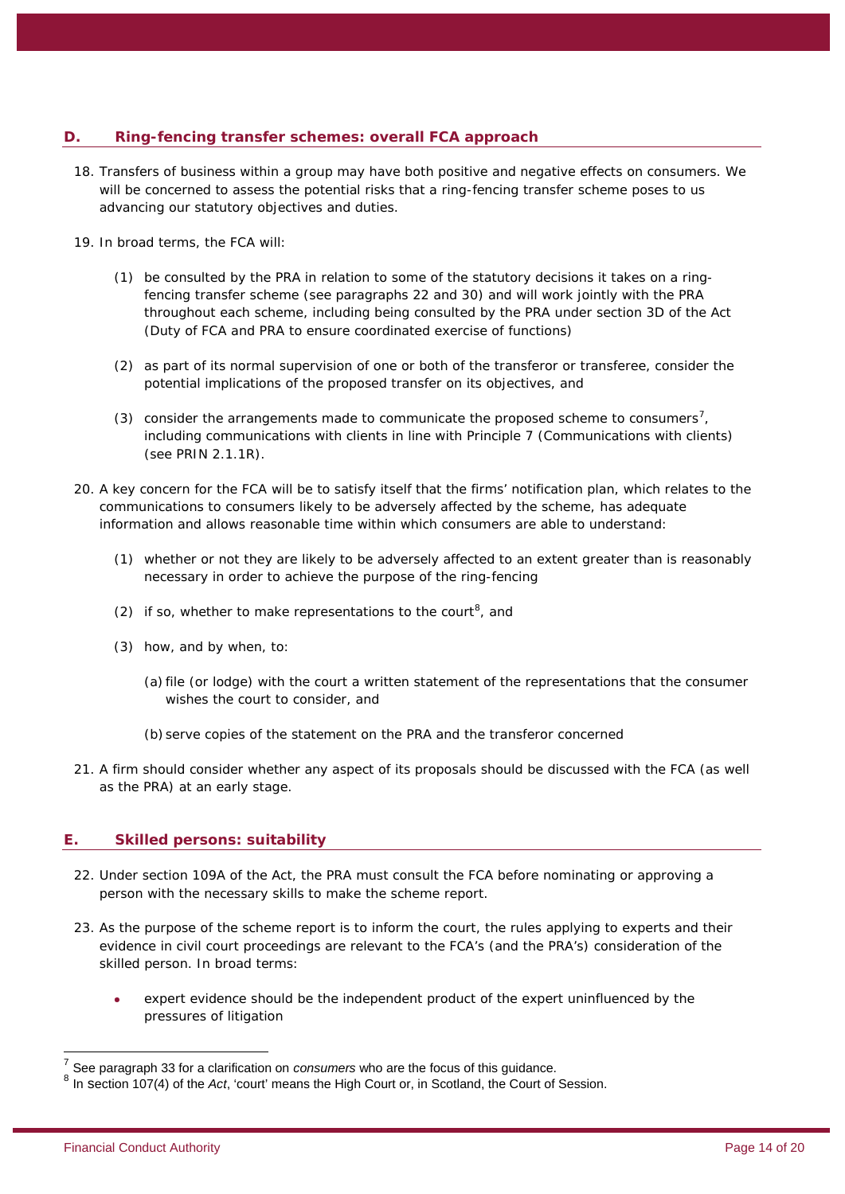## D. Ring-fencing transfer schemes: overall FCA approach

18. Transfers of business within a group may have both positive and negative effects on consumers. We will be concerned to assess the potential risks that a ring-fencing transfer scheme poses to us advancing our statutory objectives and duties.

19. In broad terms, the FCA will:

    (1) be consulted by the PRA in relation to some of the statutory decisions it takes on a ring-fencing transfer scheme (see paragraphs 22 and 30) and will work jointly with the PRA throughout each scheme, including being consulted by the PRA under section 3D of the Act (Duty of FCA and PRA to ensure coordinated exercise of functions)

    (2) as part of its normal supervision of one or both of the transferor or transferee, consider the potential implications of the proposed transfer on its objectives, and

    (3) consider the arrangements made to communicate the proposed scheme to consumers[7], including communications with clients in line with Principle 7 (Communications with clients) (see PRIN 2.1.1R).

20. A key concern for the FCA will be to satisfy itself that the firms' notification plan, which relates to the communications to consumers likely to be adversely affected by the scheme, has adequate information and allows reasonable time within which consumers are able to understand:

    (1) whether or not they are likely to be adversely affected to an extent greater than is reasonably necessary in order to achieve the purpose of the ring-fencing

    (2) if so, whether to make representations to the court[8], and

    (3) how, and by when, to:

        (a) file (or lodge) with the court a written statement of the representations that the consumer wishes the court to consider, and

        (b) serve copies of the statement on the PRA and the transferor concerned

21. A firm should consider whether any aspect of its proposals should be discussed with the FCA (as well as the PRA) at an early stage.

## E. Skilled persons: suitability

22. Under section 109A of the Act, the PRA must consult the FCA before nominating or approving a person with the necessary skills to make the scheme report.

23. As the purpose of the scheme report is to inform the court, the rules applying to experts and their evidence in civil court proceedings are relevant to the FCA's (and the PRA's) consideration of the skilled person. In broad terms:

    - expert evidence should be the independent product of the expert uninfluenced by the pressures of litigation

---

[7] See paragraph 33 for a clarification on *consumers* who are the focus of this guidance.

[8] In section 107(4) of the *Act*, 'court' means the High Court or, in Scotland, the Court of Session.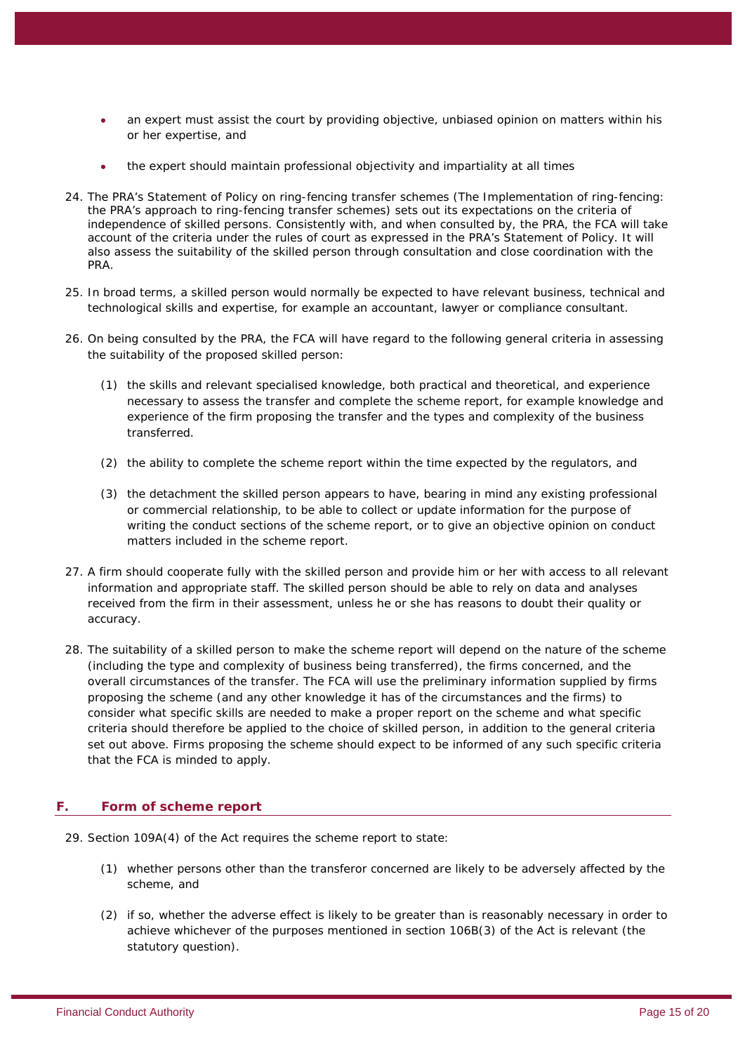- an expert must assist the court by providing objective, unbiased opinion on matters within his or her expertise, and
- the expert should maintain professional objectivity and impartiality at all times

24. The PRA's Statement of Policy on ring-fencing transfer schemes (The Implementation of ring-fencing: the PRA's approach to ring-fencing transfer schemes) sets out its expectations on the criteria of independence of skilled persons. Consistently with, and when consulted by, the PRA, the FCA will take account of the criteria under the rules of court as expressed in the PRA's Statement of Policy. It will also assess the suitability of the skilled person through consultation and close coordination with the PRA.

25. In broad terms, a skilled person would normally be expected to have relevant business, technical and technological skills and expertise, for example an accountant, lawyer or compliance consultant.

26. On being consulted by the PRA, the FCA will have regard to the following general criteria in assessing the suitability of the proposed skilled person:

    (1) the skills and relevant specialised knowledge, both practical and theoretical, and experience necessary to assess the transfer and complete the scheme report, for example knowledge and experience of the firm proposing the transfer and the types and complexity of the business transferred.

    (2) the ability to complete the scheme report within the time expected by the regulators, and

    (3) the detachment the skilled person appears to have, bearing in mind any existing professional or commercial relationship, to be able to collect or update information for the purpose of writing the conduct sections of the scheme report, or to give an objective opinion on conduct matters included in the scheme report.

27. A firm should cooperate fully with the skilled person and provide him or her with access to all relevant information and appropriate staff. The skilled person should be able to rely on data and analyses received from the firm in their assessment, unless he or she has reasons to doubt their quality or accuracy.

28. The suitability of a skilled person to make the scheme report will depend on the nature of the scheme (including the type and complexity of business being transferred), the firms concerned, and the overall circumstances of the transfer. The FCA will use the preliminary information supplied by firms proposing the scheme (and any other knowledge it has of the circumstances and the firms) to consider what specific skills are needed to make a proper report on the scheme and what specific criteria should therefore be applied to the choice of skilled person, in addition to the general criteria set out above. Firms proposing the scheme should expect to be informed of any such specific criteria that the FCA is minded to apply.

## F. Form of scheme report

29. Section 109A(4) of the Act requires the scheme report to state:

    (1) whether persons other than the transferor concerned are likely to be adversely affected by the scheme, and

    (2) if so, whether the adverse effect is likely to be greater than is reasonably necessary in order to achieve whichever of the purposes mentioned in section 106B(3) of the Act is relevant (the statutory question).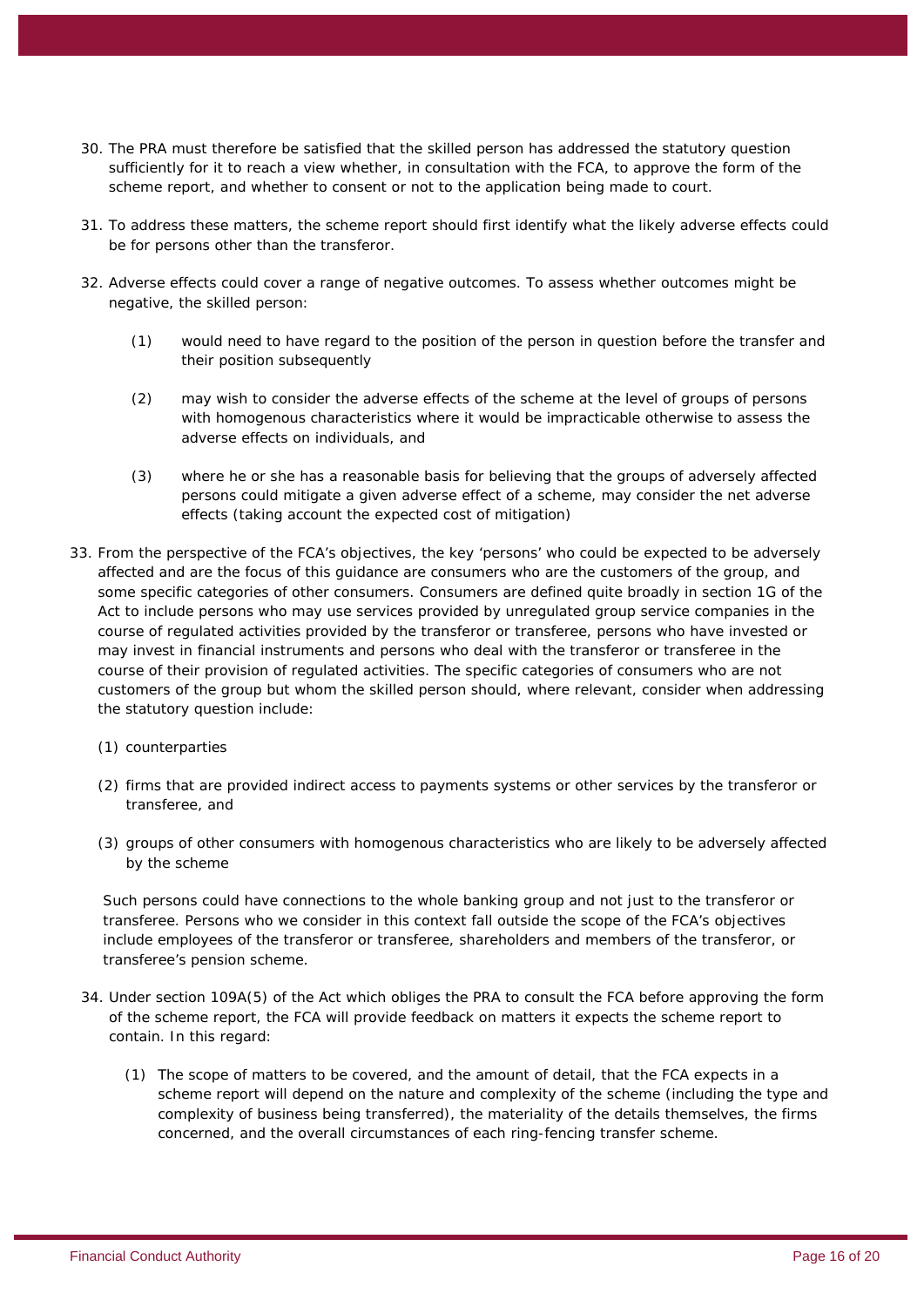30. The PRA must therefore be satisfied that the skilled person has addressed the statutory question sufficiently for it to reach a view whether, in consultation with the FCA, to approve the form of the scheme report, and whether to consent or not to the application being made to court.

31. To address these matters, the scheme report should first identify what the likely adverse effects could be for persons other than the transferor.

32. Adverse effects could cover a range of negative outcomes. To assess whether outcomes might be negative, the skilled person:

    (1) would need to have regard to the position of the person in question before the transfer and their position subsequently

    (2) may wish to consider the adverse effects of the scheme at the level of groups of persons with homogenous characteristics where it would be impracticable otherwise to assess the adverse effects on individuals, and

    (3) where he or she has a reasonable basis for believing that the groups of adversely affected persons could mitigate a given adverse effect of a scheme, may consider the net adverse effects (taking account the expected cost of mitigation)

33. From the perspective of the FCA's objectives, the key 'persons' who could be expected to be adversely affected and are the focus of this guidance are consumers who are the customers of the group, and some specific categories of other consumers. Consumers are defined quite broadly in section 1G of the Act to include persons who may use services provided by unregulated group service companies in the course of regulated activities provided by the transferor or transferee, persons who have invested or may invest in financial instruments and persons who deal with the transferor or transferee in the course of their provision of regulated activities. The specific categories of consumers who are not customers of the group but whom the skilled person should, where relevant, consider when addressing the statutory question include:

    (1) counterparties

    (2) firms that are provided indirect access to payments systems or other services by the transferor or transferee, and

    (3) groups of other consumers with homogenous characteristics who are likely to be adversely affected by the scheme

    Such persons could have connections to the whole banking group and not just to the transferor or transferee. Persons who we consider in this context fall outside the scope of the FCA's objectives include employees of the transferor or transferee, shareholders and members of the transferor, or transferee's pension scheme.

34. Under section 109A(5) of the Act which obliges the PRA to consult the FCA before approving the form of the scheme report, the FCA will provide feedback on matters it expects the scheme report to contain. In this regard:

    (1) The scope of matters to be covered, and the amount of detail, that the FCA expects in a scheme report will depend on the nature and complexity of the scheme (including the type and complexity of business being transferred), the materiality of the details themselves, the firms concerned, and the overall circumstances of each ring-fencing transfer scheme.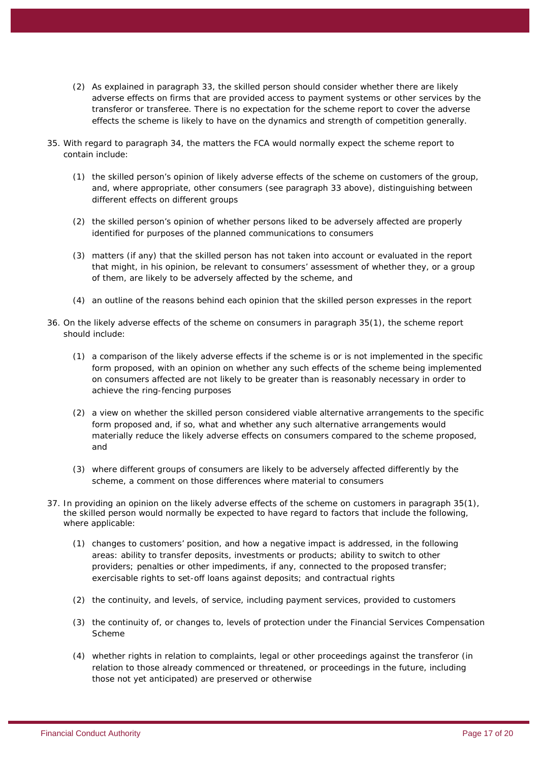(2) As explained in paragraph 33, the skilled person should consider whether there are likely adverse effects on firms that are provided access to payment systems or other services by the transferor or transferee. There is no expectation for the scheme report to cover the adverse effects the scheme is likely to have on the dynamics and strength of competition generally.

35. With regard to paragraph 34, the matters the FCA would normally expect the scheme report to contain include:

    (1) the skilled person's opinion of likely adverse effects of the scheme on customers of the group, and, where appropriate, other consumers (see paragraph 33 above), distinguishing between different effects on different groups

    (2) the skilled person's opinion of whether persons liked to be adversely affected are properly identified for purposes of the planned communications to consumers

    (3) matters (if any) that the skilled person has not taken into account or evaluated in the report that might, in his opinion, be relevant to consumers' assessment of whether they, or a group of them, are likely to be adversely affected by the scheme, and

    (4) an outline of the reasons behind each opinion that the skilled person expresses in the report

36. On the likely adverse effects of the scheme on consumers in paragraph 35(1), the scheme report should include:

    (1) a comparison of the likely adverse effects if the scheme is or is not implemented in the specific form proposed, with an opinion on whether any such effects of the scheme being implemented on consumers affected are not likely to be greater than is reasonably necessary in order to achieve the ring-fencing purposes

    (2) a view on whether the skilled person considered viable alternative arrangements to the specific form proposed and, if so, what and whether any such alternative arrangements would materially reduce the likely adverse effects on consumers compared to the scheme proposed, and

    (3) where different groups of consumers are likely to be adversely affected differently by the scheme, a comment on those differences where material to consumers

37. In providing an opinion on the likely adverse effects of the scheme on customers in paragraph 35(1), the skilled person would normally be expected to have regard to factors that include the following, where applicable:

    (1) changes to customers' position, and how a negative impact is addressed, in the following areas: ability to transfer deposits, investments or products; ability to switch to other providers; penalties or other impediments, if any, connected to the proposed transfer; exercisable rights to set-off loans against deposits; and contractual rights

    (2) the continuity, and levels, of service, including payment services, provided to customers

    (3) the continuity of, or changes to, levels of protection under the Financial Services Compensation Scheme

    (4) whether rights in relation to complaints, legal or other proceedings against the transferor (in relation to those already commenced or threatened, or proceedings in the future, including those not yet anticipated) are preserved or otherwise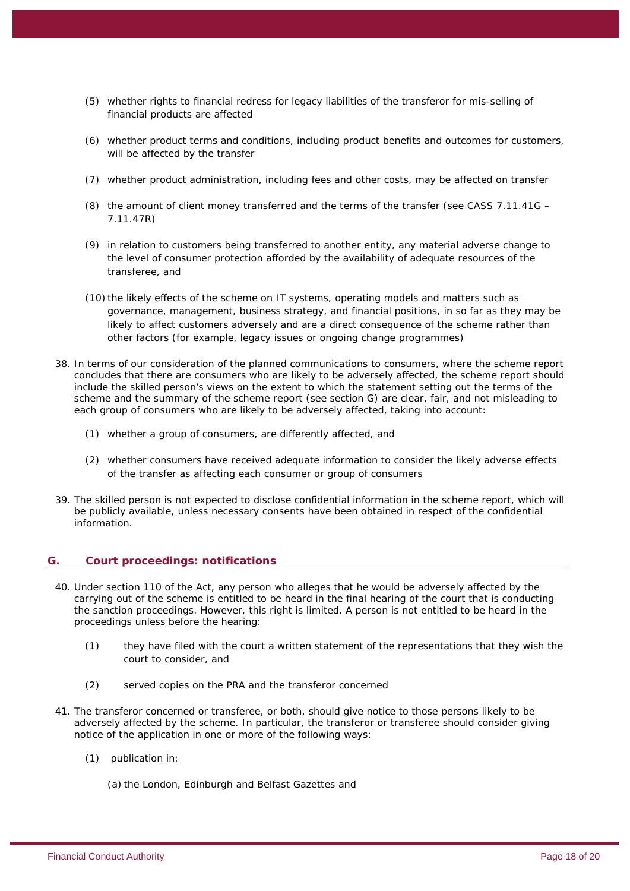(5) whether rights to financial redress for legacy liabilities of the transferor for mis-selling of financial products are affected

(6) whether product terms and conditions, including product benefits and outcomes for customers, will be affected by the transfer

(7) whether product administration, including fees and other costs, may be affected on transfer

(8) the amount of client money transferred and the terms of the transfer (see CASS 7.11.41G – 7.11.47R)

(9) in relation to customers being transferred to another entity, any material adverse change to the level of consumer protection afforded by the availability of adequate resources of the transferee, and

(10) the likely effects of the scheme on IT systems, operating models and matters such as governance, management, business strategy, and financial positions, in so far as they may be likely to affect customers adversely and are a direct consequence of the scheme rather than other factors (for example, legacy issues or ongoing change programmes)

38. In terms of our consideration of the planned communications to consumers, where the scheme report concludes that there are consumers who are likely to be adversely affected, the scheme report should include the skilled person's views on the extent to which the statement setting out the terms of the scheme and the summary of the scheme report (see section G) are clear, fair, and not misleading to each group of consumers who are likely to be adversely affected, taking into account:

    (1) whether a group of consumers, are differently affected, and

    (2) whether consumers have received adequate information to consider the likely adverse effects of the transfer as affecting each consumer or group of consumers

39. The skilled person is not expected to disclose confidential information in the scheme report, which will be publicly available, unless necessary consents have been obtained in respect of the confidential information.

## G. Court proceedings: notifications

40. Under section 110 of the Act, any person who alleges that he would be adversely affected by the carrying out of the scheme is entitled to be heard in the final hearing of the court that is conducting the sanction proceedings. However, this right is limited. A person is not entitled to be heard in the proceedings unless before the hearing:

    (1) they have filed with the court a written statement of the representations that they wish the court to consider, and

    (2) served copies on the PRA and the transferor concerned

41. The transferor concerned or transferee, or both, should give notice to those persons likely to be adversely affected by the scheme. In particular, the transferor or transferee should consider giving notice of the application in one or more of the following ways:

    (1) publication in:

        (a) the London, Edinburgh and Belfast Gazettes and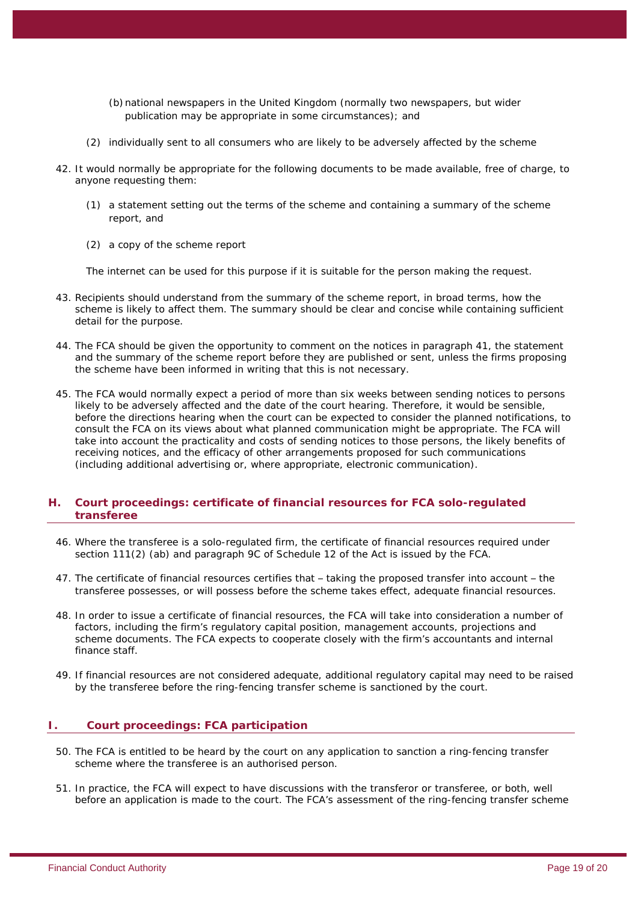(b) national newspapers in the United Kingdom (normally two newspapers, but wider publication may be appropriate in some circumstances); and

(2) individually sent to all consumers who are likely to be adversely affected by the scheme

42. It would normally be appropriate for the following documents to be made available, free of charge, to anyone requesting them:

    (1) a statement setting out the terms of the scheme and containing a summary of the scheme report, and

    (2) a copy of the scheme report

    The internet can be used for this purpose if it is suitable for the person making the request.

43. Recipients should understand from the summary of the scheme report, in broad terms, how the scheme is likely to affect them. The summary should be clear and concise while containing sufficient detail for the purpose.

44. The FCA should be given the opportunity to comment on the notices in paragraph 41, the statement and the summary of the scheme report before they are published or sent, unless the firms proposing the scheme have been informed in writing that this is not necessary.

45. The FCA would normally expect a period of more than six weeks between sending notices to persons likely to be adversely affected and the date of the court hearing. Therefore, it would be sensible, before the directions hearing when the court can be expected to consider the planned notifications, to consult the FCA on its views about what planned communication might be appropriate. The FCA will take into account the practicality and costs of sending notices to those persons, the likely benefits of receiving notices, and the efficacy of other arrangements proposed for such communications (including additional advertising or, where appropriate, electronic communication).

## H. Court proceedings: certificate of financial resources for FCA solo-regulated transferee

46. Where the transferee is a solo-regulated firm, the certificate of financial resources required under section 111(2) (ab) and paragraph 9C of Schedule 12 of the Act is issued by the FCA.

47. The certificate of financial resources certifies that – taking the proposed transfer into account – the transferee possesses, or will possess before the scheme takes effect, adequate financial resources.

48. In order to issue a certificate of financial resources, the FCA will take into consideration a number of factors, including the firm's regulatory capital position, management accounts, projections and scheme documents. The FCA expects to cooperate closely with the firm's accountants and internal finance staff.

49. If financial resources are not considered adequate, additional regulatory capital may need to be raised by the transferee before the ring-fencing transfer scheme is sanctioned by the court.

## I. Court proceedings: FCA participation

50. The FCA is entitled to be heard by the court on any application to sanction a ring-fencing transfer scheme where the transferee is an authorised person.

51. In practice, the FCA will expect to have discussions with the transferor or transferee, or both, well before an application is made to the court. The FCA's assessment of the ring-fencing transfer scheme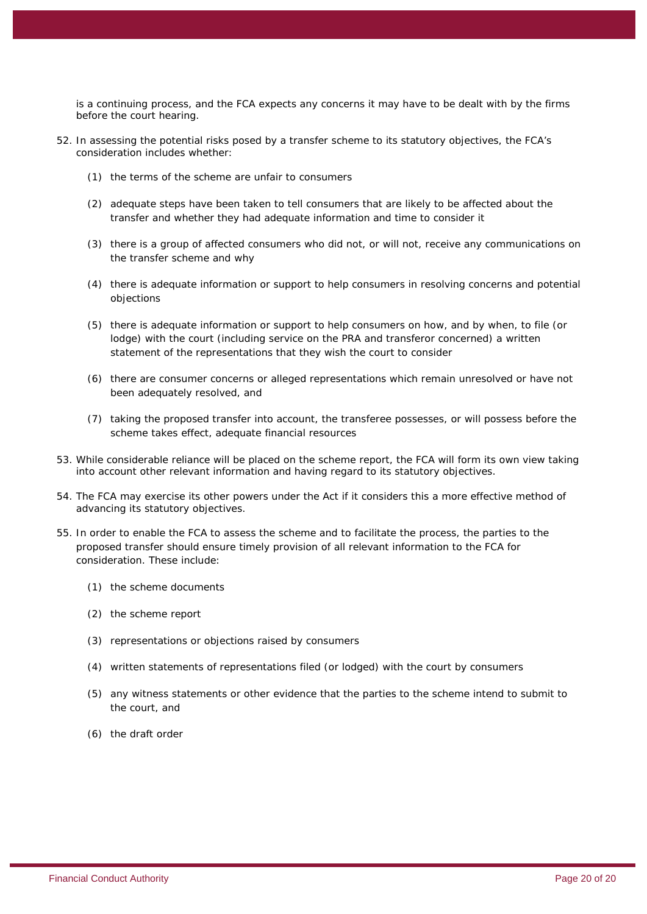is a continuing process, and the FCA expects any concerns it may have to be dealt with by the firms before the court hearing.

52. In assessing the potential risks posed by a transfer scheme to its statutory objectives, the FCA's consideration includes whether:

    (1) the terms of the scheme are unfair to consumers

    (2) adequate steps have been taken to tell consumers that are likely to be affected about the transfer and whether they had adequate information and time to consider it

    (3) there is a group of affected consumers who did not, or will not, receive any communications on the transfer scheme and why

    (4) there is adequate information or support to help consumers in resolving concerns and potential objections

    (5) there is adequate information or support to help consumers on how, and by when, to file (or lodge) with the court (including service on the PRA and transferor concerned) a written statement of the representations that they wish the court to consider

    (6) there are consumer concerns or alleged representations which remain unresolved or have not been adequately resolved, and

    (7) taking the proposed transfer into account, the transferee possesses, or will possess before the scheme takes effect, adequate financial resources

53. While considerable reliance will be placed on the scheme report, the FCA will form its own view taking into account other relevant information and having regard to its statutory objectives.

54. The FCA may exercise its other powers under the Act if it considers this a more effective method of advancing its statutory objectives.

55. In order to enable the FCA to assess the scheme and to facilitate the process, the parties to the proposed transfer should ensure timely provision of all relevant information to the FCA for consideration. These include:

    (1) the scheme documents

    (2) the scheme report

    (3) representations or objections raised by consumers

    (4) written statements of representations filed (or lodged) with the court by consumers

    (5) any witness statements or other evidence that the parties to the scheme intend to submit to the court, and

    (6) the draft order